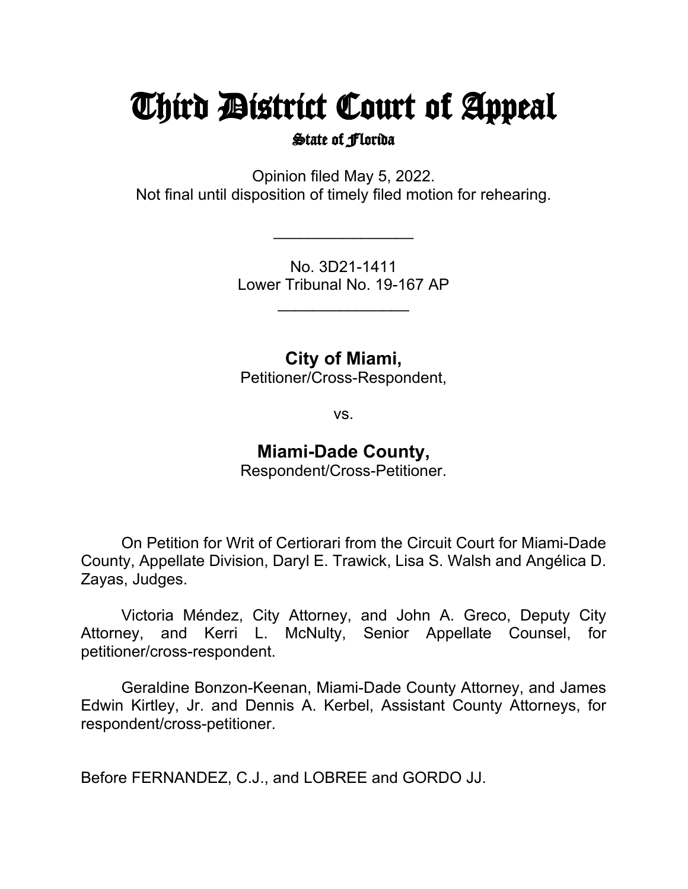# Third District Court of Appeal

## State of Florida

Opinion filed May 5, 2022.
Not final until disposition of timely filed motion for rehearing.

________________

No. 3D21-1411
Lower Tribunal No. 19-167 AP

________________

**City of Miami,**
Petitioner/Cross-Respondent,

vs.

**Miami-Dade County,**
Respondent/Cross-Petitioner.

On Petition for Writ of Certiorari from the Circuit Court for Miami-Dade County, Appellate Division, Daryl E. Trawick, Lisa S. Walsh and Angélica D. Zayas, Judges.

Victoria Méndez, City Attorney, and John A. Greco, Deputy City Attorney, and Kerri L. McNulty, Senior Appellate Counsel, for petitioner/cross-respondent.

Geraldine Bonzon-Keenan, Miami-Dade County Attorney, and James Edwin Kirtley, Jr. and Dennis A. Kerbel, Assistant County Attorneys, for respondent/cross-petitioner.

Before FERNANDEZ, C.J., and LOBREE and GORDO JJ.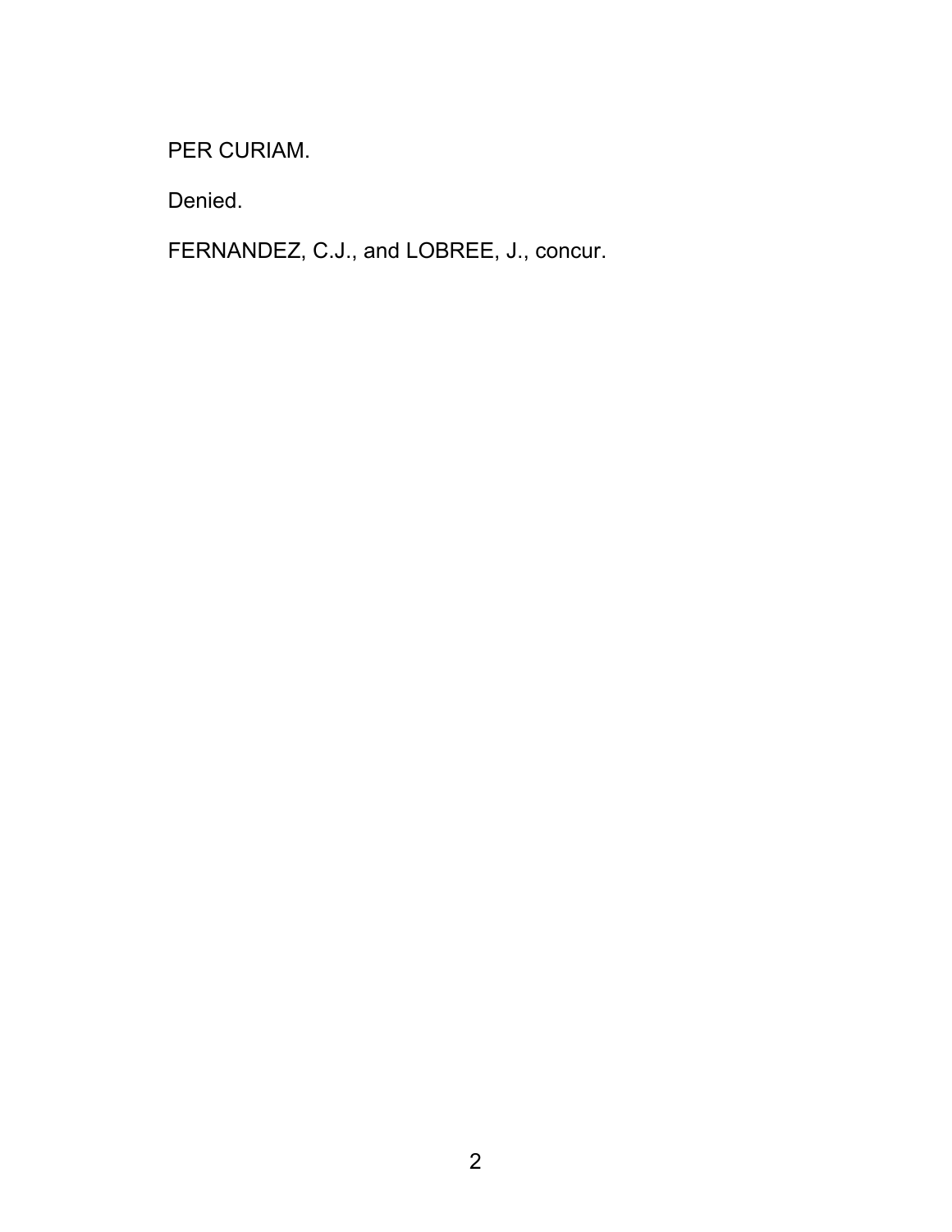PER CURIAM.

Denied.

FERNANDEZ, C.J., and LOBREE, J., concur.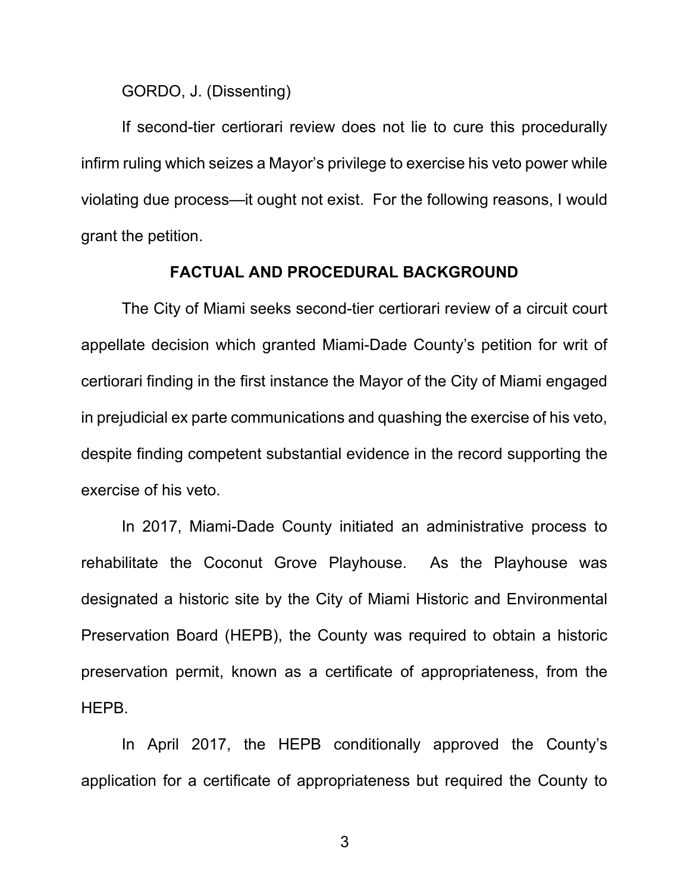GORDO, J. (Dissenting)

If second-tier certiorari review does not lie to cure this procedurally infirm ruling which seizes a Mayor's privilege to exercise his veto power while violating due process—it ought not exist. For the following reasons, I would grant the petition.

## FACTUAL AND PROCEDURAL BACKGROUND

The City of Miami seeks second-tier certiorari review of a circuit court appellate decision which granted Miami-Dade County's petition for writ of certiorari finding in the first instance the Mayor of the City of Miami engaged in prejudicial ex parte communications and quashing the exercise of his veto, despite finding competent substantial evidence in the record supporting the exercise of his veto.

In 2017, Miami-Dade County initiated an administrative process to rehabilitate the Coconut Grove Playhouse. As the Playhouse was designated a historic site by the City of Miami Historic and Environmental Preservation Board (HEPB), the County was required to obtain a historic preservation permit, known as a certificate of appropriateness, from the HEPB.

In April 2017, the HEPB conditionally approved the County's application for a certificate of appropriateness but required the County to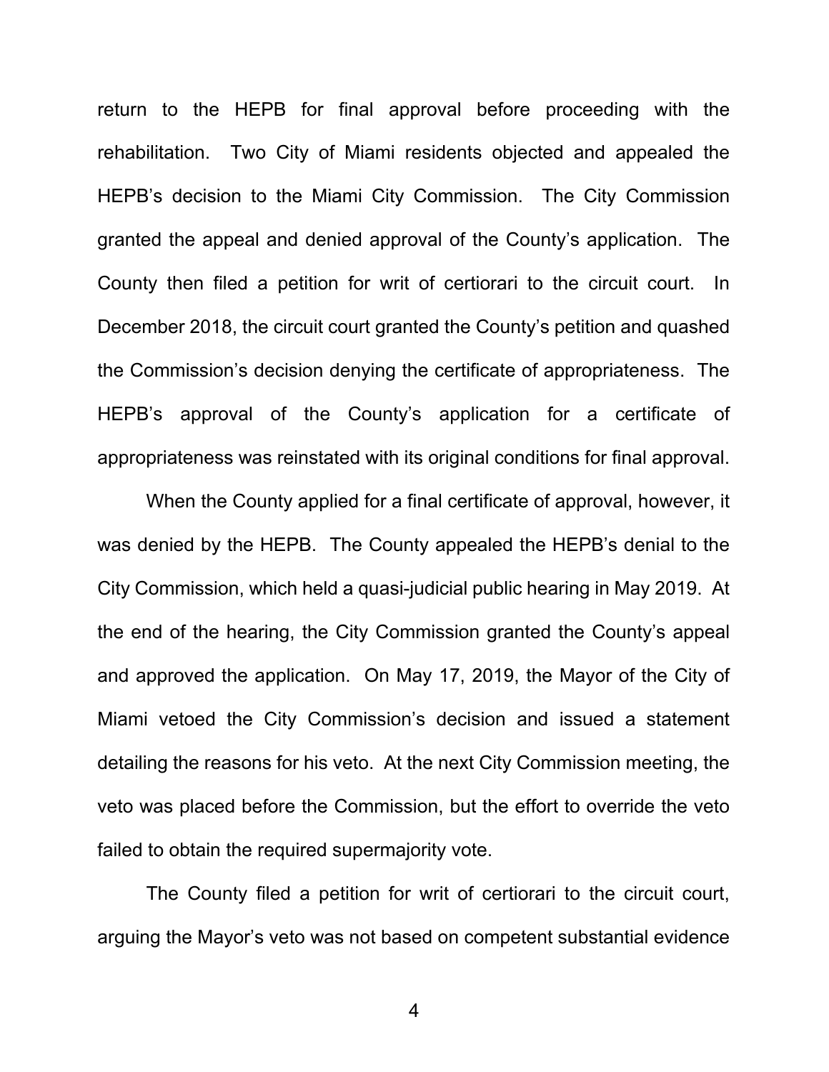return to the HEPB for final approval before proceeding with the rehabilitation. Two City of Miami residents objected and appealed the HEPB's decision to the Miami City Commission. The City Commission granted the appeal and denied approval of the County's application. The County then filed a petition for writ of certiorari to the circuit court. In December 2018, the circuit court granted the County's petition and quashed the Commission's decision denying the certificate of appropriateness. The HEPB's approval of the County's application for a certificate of appropriateness was reinstated with its original conditions for final approval.

When the County applied for a final certificate of approval, however, it was denied by the HEPB. The County appealed the HEPB's denial to the City Commission, which held a quasi-judicial public hearing in May 2019. At the end of the hearing, the City Commission granted the County's appeal and approved the application. On May 17, 2019, the Mayor of the City of Miami vetoed the City Commission's decision and issued a statement detailing the reasons for his veto. At the next City Commission meeting, the veto was placed before the Commission, but the effort to override the veto failed to obtain the required supermajority vote.

The County filed a petition for writ of certiorari to the circuit court, arguing the Mayor's veto was not based on competent substantial evidence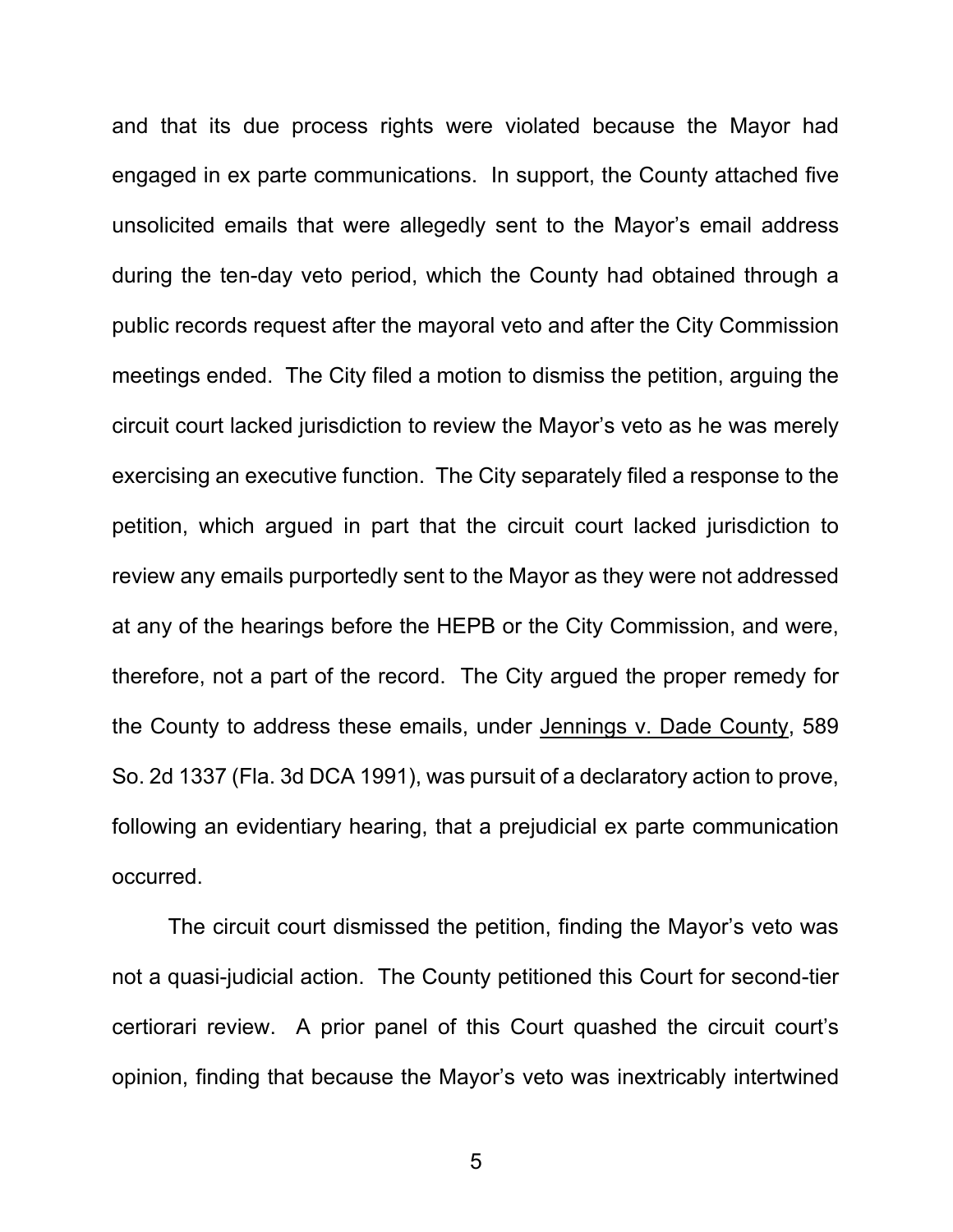and that its due process rights were violated because the Mayor had engaged in ex parte communications. In support, the County attached five unsolicited emails that were allegedly sent to the Mayor's email address during the ten-day veto period, which the County had obtained through a public records request after the mayoral veto and after the City Commission meetings ended. The City filed a motion to dismiss the petition, arguing the circuit court lacked jurisdiction to review the Mayor's veto as he was merely exercising an executive function. The City separately filed a response to the petition, which argued in part that the circuit court lacked jurisdiction to review any emails purportedly sent to the Mayor as they were not addressed at any of the hearings before the HEPB or the City Commission, and were, therefore, not a part of the record. The City argued the proper remedy for the County to address these emails, under Jennings v. Dade County, 589 So. 2d 1337 (Fla. 3d DCA 1991), was pursuit of a declaratory action to prove, following an evidentiary hearing, that a prejudicial ex parte communication occurred.

The circuit court dismissed the petition, finding the Mayor's veto was not a quasi-judicial action. The County petitioned this Court for second-tier certiorari review. A prior panel of this Court quashed the circuit court's opinion, finding that because the Mayor's veto was inextricably intertwined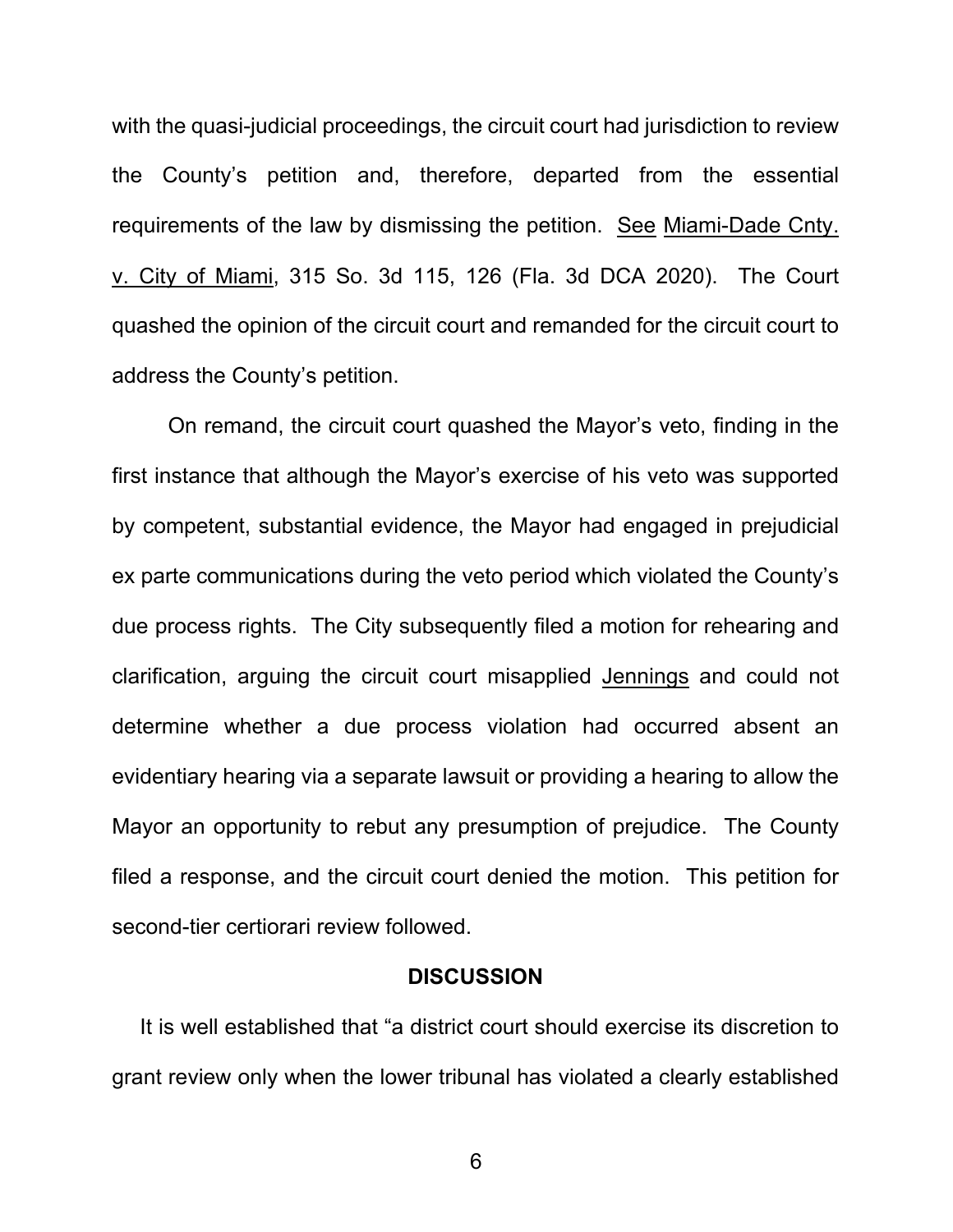with the quasi-judicial proceedings, the circuit court had jurisdiction to review the County's petition and, therefore, departed from the essential requirements of the law by dismissing the petition. See Miami-Dade Cnty. v. City of Miami, 315 So. 3d 115, 126 (Fla. 3d DCA 2020). The Court quashed the opinion of the circuit court and remanded for the circuit court to address the County's petition.

On remand, the circuit court quashed the Mayor's veto, finding in the first instance that although the Mayor's exercise of his veto was supported by competent, substantial evidence, the Mayor had engaged in prejudicial ex parte communications during the veto period which violated the County's due process rights. The City subsequently filed a motion for rehearing and clarification, arguing the circuit court misapplied Jennings and could not determine whether a due process violation had occurred absent an evidentiary hearing via a separate lawsuit or providing a hearing to allow the Mayor an opportunity to rebut any presumption of prejudice. The County filed a response, and the circuit court denied the motion. This petition for second-tier certiorari review followed.

## DISCUSSION

It is well established that "a district court should exercise its discretion to grant review only when the lower tribunal has violated a clearly established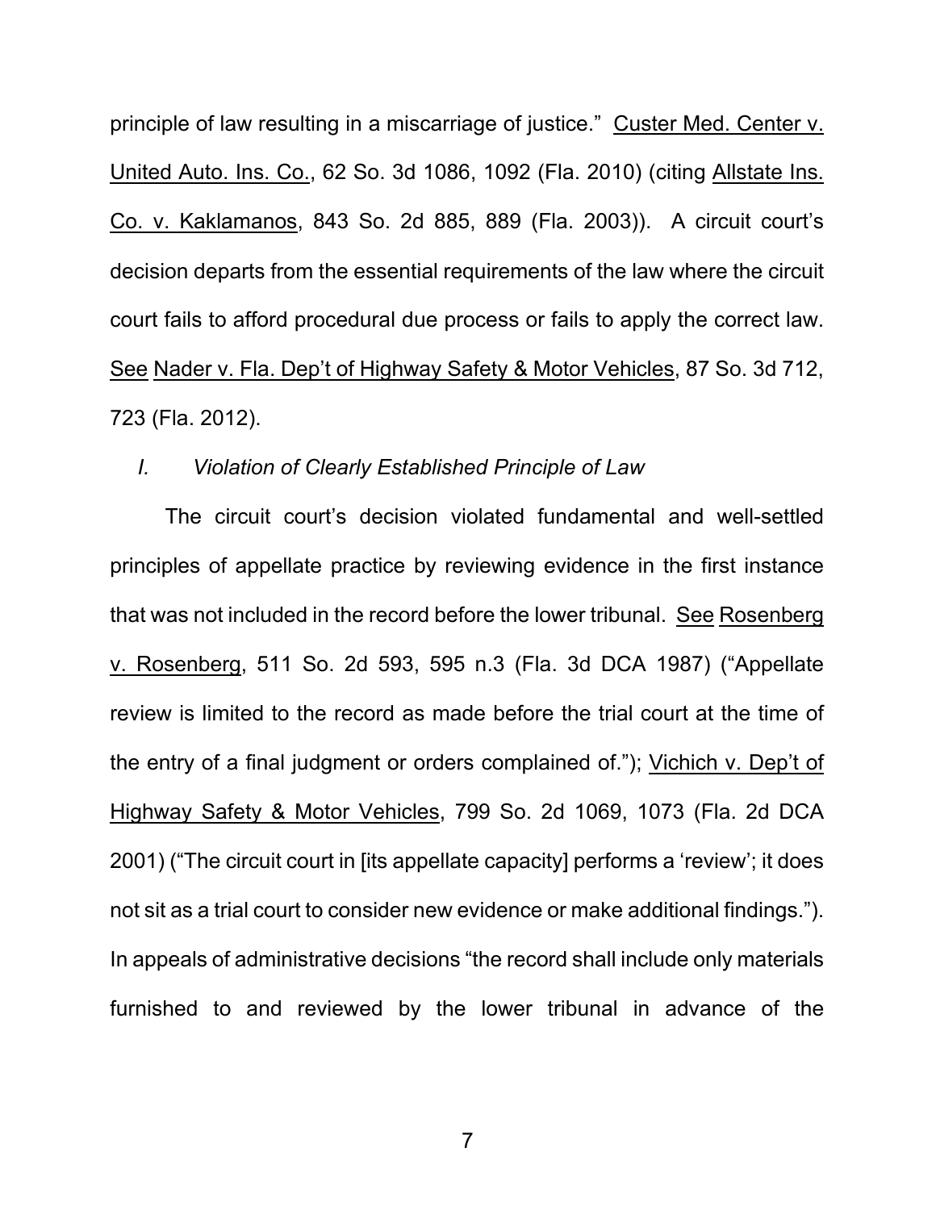principle of law resulting in a miscarriage of justice." Custer Med. Center v. United Auto. Ins. Co., 62 So. 3d 1086, 1092 (Fla. 2010) (citing Allstate Ins. Co. v. Kaklamanos, 843 So. 2d 885, 889 (Fla. 2003)). A circuit court's decision departs from the essential requirements of the law where the circuit court fails to afford procedural due process or fails to apply the correct law. See Nader v. Fla. Dep't of Highway Safety & Motor Vehicles, 87 So. 3d 712, 723 (Fla. 2012).

*I. Violation of Clearly Established Principle of Law*

The circuit court's decision violated fundamental and well-settled principles of appellate practice by reviewing evidence in the first instance that was not included in the record before the lower tribunal. See Rosenberg v. Rosenberg, 511 So. 2d 593, 595 n.3 (Fla. 3d DCA 1987) ("Appellate review is limited to the record as made before the trial court at the time of the entry of a final judgment or orders complained of."); Vichich v. Dep't of Highway Safety & Motor Vehicles, 799 So. 2d 1069, 1073 (Fla. 2d DCA 2001) ("The circuit court in [its appellate capacity] performs a 'review'; it does not sit as a trial court to consider new evidence or make additional findings."). In appeals of administrative decisions "the record shall include only materials furnished to and reviewed by the lower tribunal in advance of the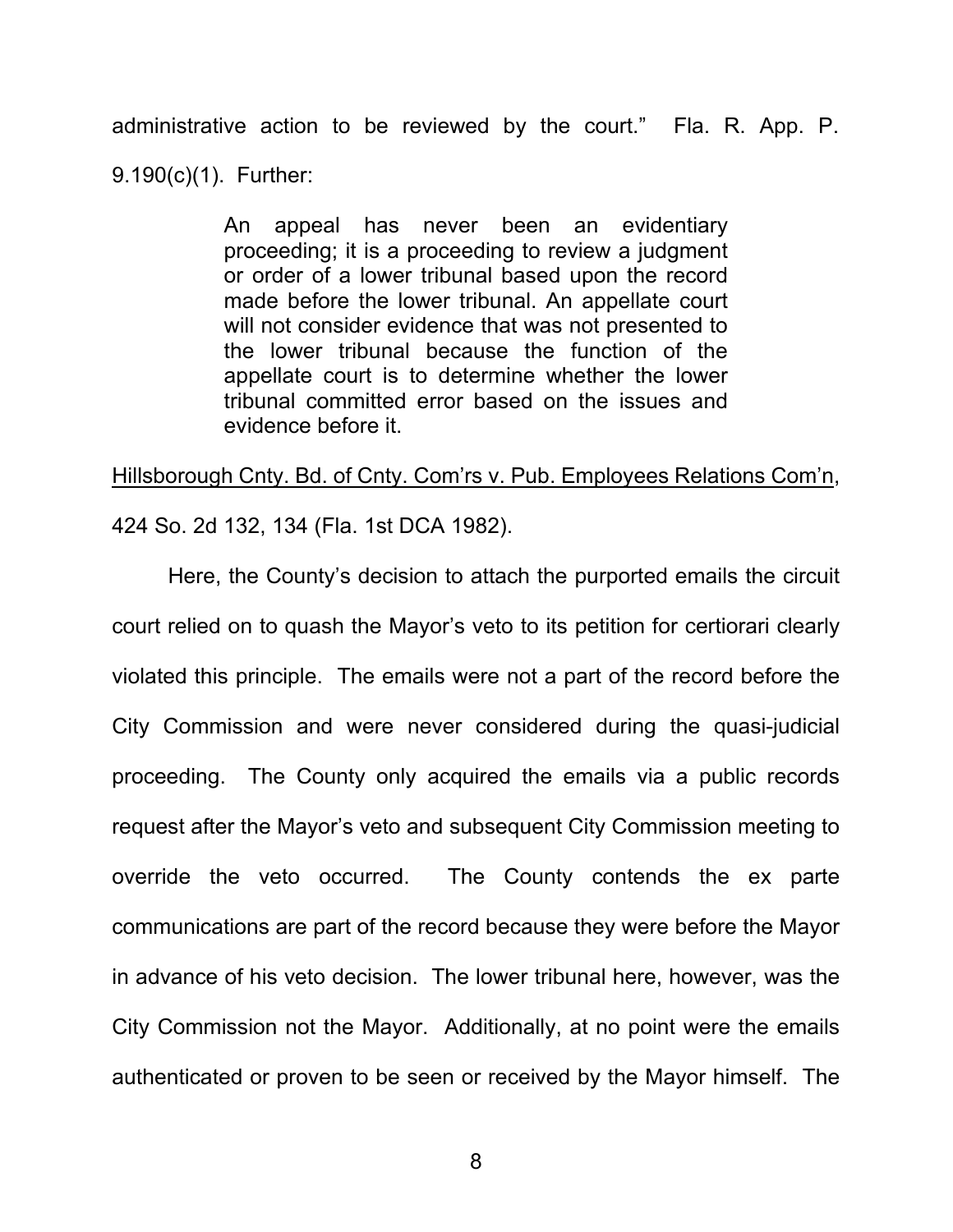administrative action to be reviewed by the court." Fla. R. App. P. 9.190(c)(1). Further:

> An appeal has never been an evidentiary proceeding; it is a proceeding to review a judgment or order of a lower tribunal based upon the record made before the lower tribunal. An appellate court will not consider evidence that was not presented to the lower tribunal because the function of the appellate court is to determine whether the lower tribunal committed error based on the issues and evidence before it.

Hillsborough Cnty. Bd. of Cnty. Com'rs v. Pub. Employees Relations Com'n, 424 So. 2d 132, 134 (Fla. 1st DCA 1982).

Here, the County's decision to attach the purported emails the circuit court relied on to quash the Mayor's veto to its petition for certiorari clearly violated this principle. The emails were not a part of the record before the City Commission and were never considered during the quasi-judicial proceeding. The County only acquired the emails via a public records request after the Mayor's veto and subsequent City Commission meeting to override the veto occurred. The County contends the ex parte communications are part of the record because they were before the Mayor in advance of his veto decision. The lower tribunal here, however, was the City Commission not the Mayor. Additionally, at no point were the emails authenticated or proven to be seen or received by the Mayor himself. The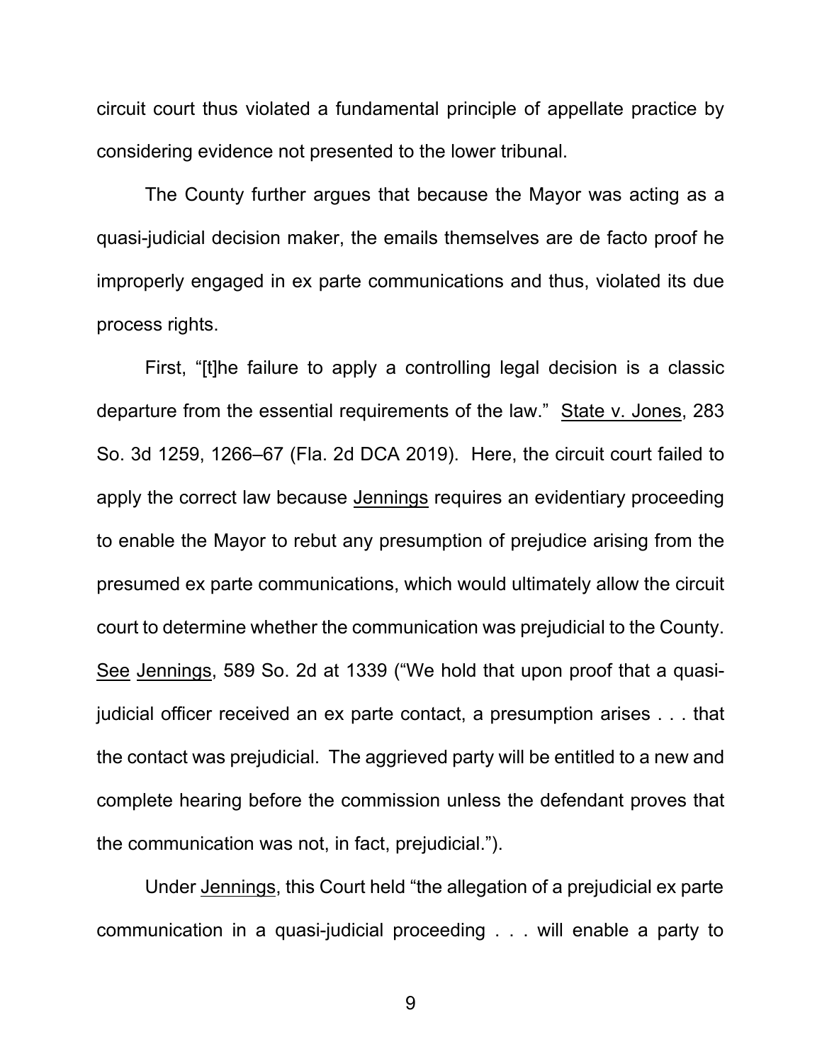circuit court thus violated a fundamental principle of appellate practice by considering evidence not presented to the lower tribunal.

The County further argues that because the Mayor was acting as a quasi-judicial decision maker, the emails themselves are de facto proof he improperly engaged in ex parte communications and thus, violated its due process rights.

First, "[t]he failure to apply a controlling legal decision is a classic departure from the essential requirements of the law." State v. Jones, 283 So. 3d 1259, 1266–67 (Fla. 2d DCA 2019). Here, the circuit court failed to apply the correct law because Jennings requires an evidentiary proceeding to enable the Mayor to rebut any presumption of prejudice arising from the presumed ex parte communications, which would ultimately allow the circuit court to determine whether the communication was prejudicial to the County. See Jennings, 589 So. 2d at 1339 ("We hold that upon proof that a quasi-judicial officer received an ex parte contact, a presumption arises . . . that the contact was prejudicial. The aggrieved party will be entitled to a new and complete hearing before the commission unless the defendant proves that the communication was not, in fact, prejudicial.").

Under Jennings, this Court held "the allegation of a prejudicial ex parte communication in a quasi-judicial proceeding . . . will enable a party to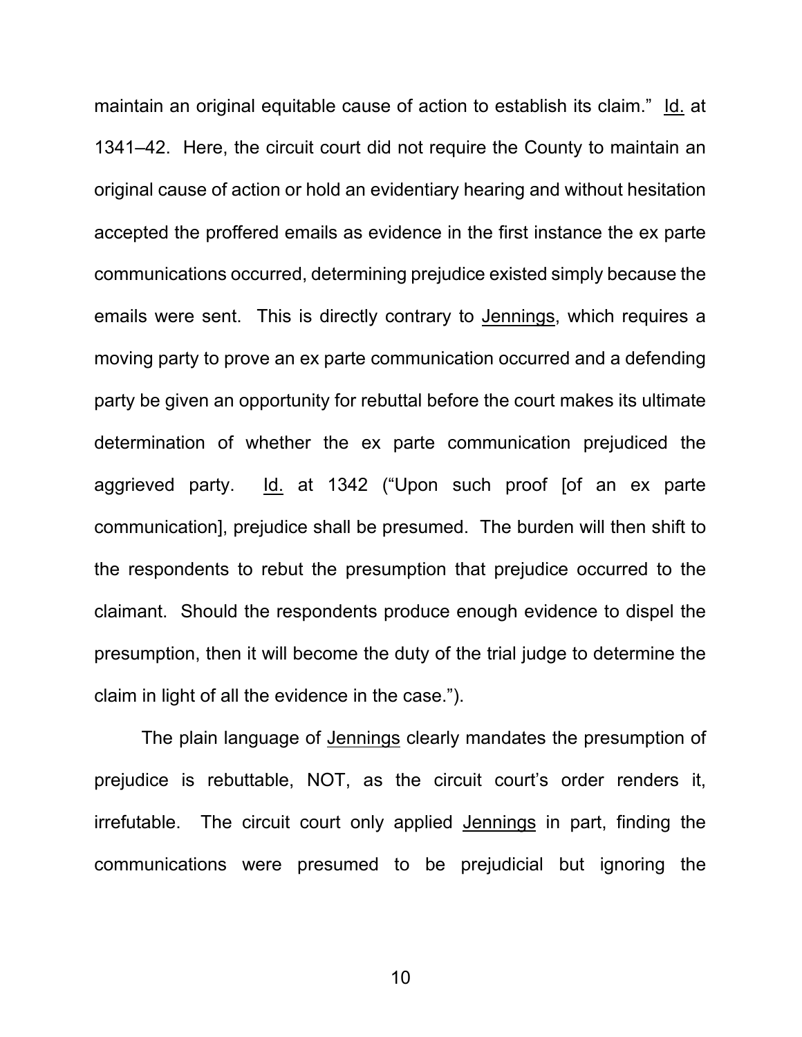maintain an original equitable cause of action to establish its claim." Id. at 1341–42. Here, the circuit court did not require the County to maintain an original cause of action or hold an evidentiary hearing and without hesitation accepted the proffered emails as evidence in the first instance the ex parte communications occurred, determining prejudice existed simply because the emails were sent. This is directly contrary to Jennings, which requires a moving party to prove an ex parte communication occurred and a defending party be given an opportunity for rebuttal before the court makes its ultimate determination of whether the ex parte communication prejudiced the aggrieved party. Id. at 1342 ("Upon such proof [of an ex parte communication], prejudice shall be presumed. The burden will then shift to the respondents to rebut the presumption that prejudice occurred to the claimant. Should the respondents produce enough evidence to dispel the presumption, then it will become the duty of the trial judge to determine the claim in light of all the evidence in the case.").

The plain language of Jennings clearly mandates the presumption of prejudice is rebuttable, NOT, as the circuit court's order renders it, irrefutable. The circuit court only applied Jennings in part, finding the communications were presumed to be prejudicial but ignoring the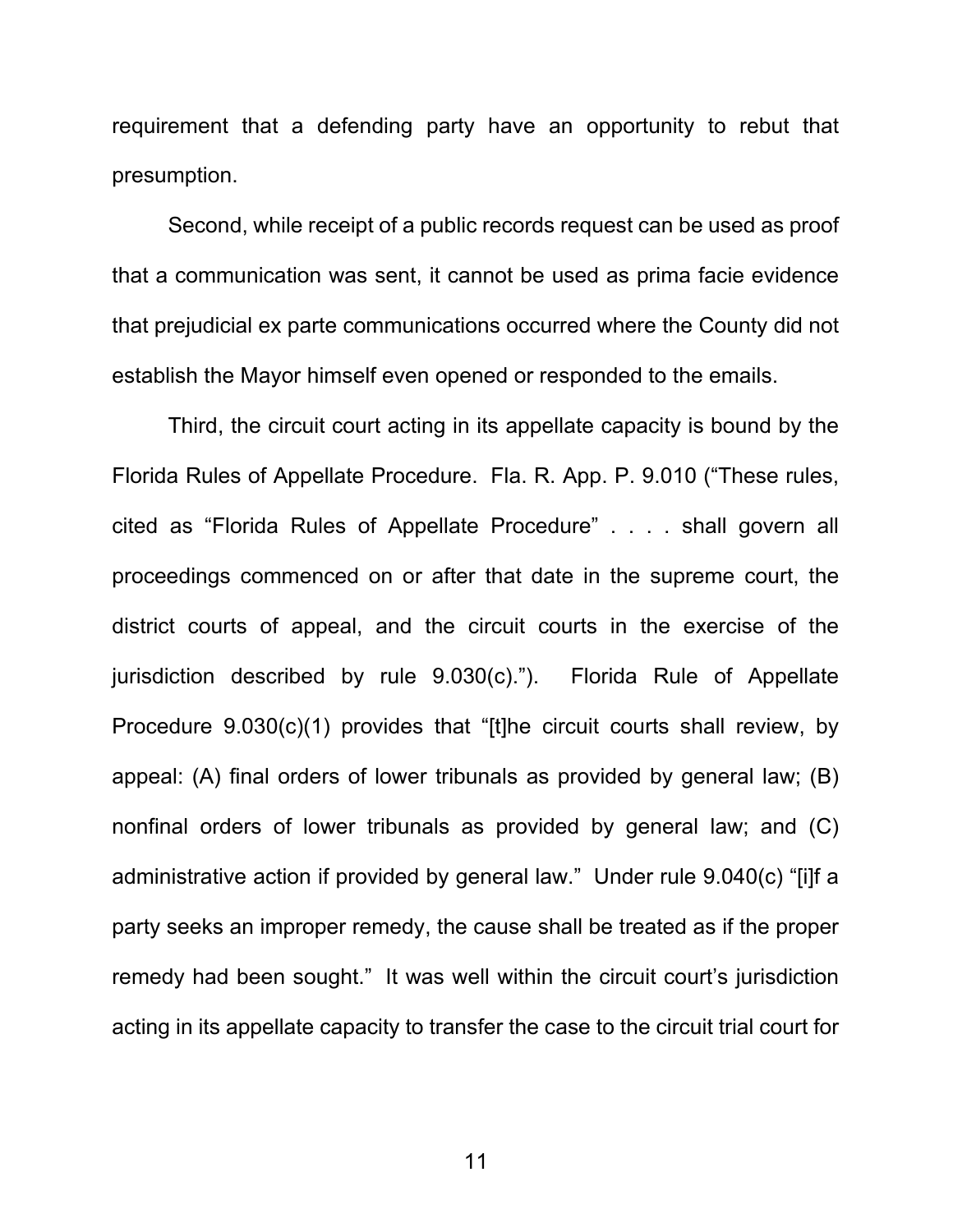requirement that a defending party have an opportunity to rebut that presumption.

Second, while receipt of a public records request can be used as proof that a communication was sent, it cannot be used as prima facie evidence that prejudicial ex parte communications occurred where the County did not establish the Mayor himself even opened or responded to the emails.

Third, the circuit court acting in its appellate capacity is bound by the Florida Rules of Appellate Procedure. Fla. R. App. P. 9.010 ("These rules, cited as "Florida Rules of Appellate Procedure" . . . . shall govern all proceedings commenced on or after that date in the supreme court, the district courts of appeal, and the circuit courts in the exercise of the jurisdiction described by rule 9.030(c)."). Florida Rule of Appellate Procedure 9.030(c)(1) provides that "[t]he circuit courts shall review, by appeal: (A) final orders of lower tribunals as provided by general law; (B) nonfinal orders of lower tribunals as provided by general law; and (C) administrative action if provided by general law." Under rule 9.040(c) "[i]f a party seeks an improper remedy, the cause shall be treated as if the proper remedy had been sought." It was well within the circuit court's jurisdiction acting in its appellate capacity to transfer the case to the circuit trial court for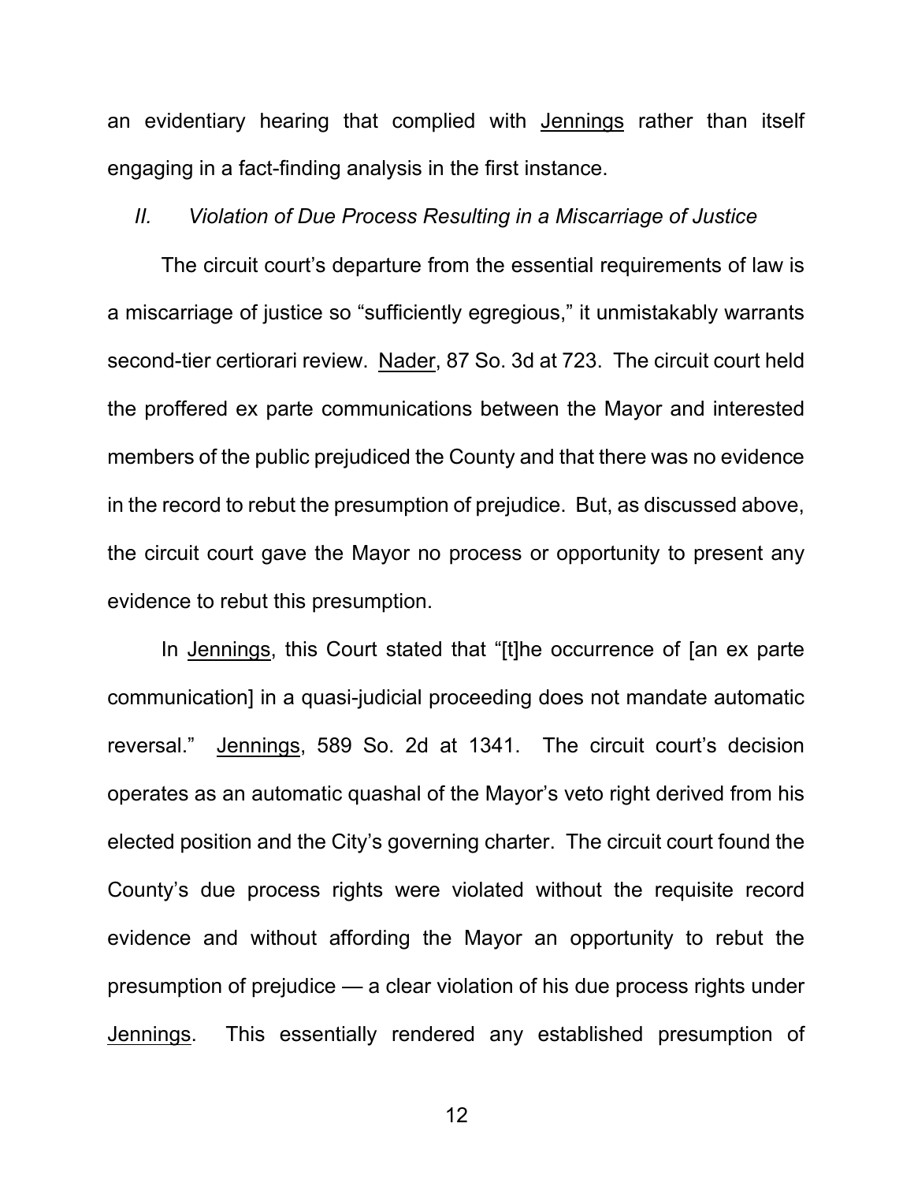an evidentiary hearing that complied with Jennings rather than itself engaging in a fact-finding analysis in the first instance.

### *II. Violation of Due Process Resulting in a Miscarriage of Justice*

The circuit court's departure from the essential requirements of law is a miscarriage of justice so "sufficiently egregious," it unmistakably warrants second-tier certiorari review. Nader, 87 So. 3d at 723. The circuit court held the proffered ex parte communications between the Mayor and interested members of the public prejudiced the County and that there was no evidence in the record to rebut the presumption of prejudice. But, as discussed above, the circuit court gave the Mayor no process or opportunity to present any evidence to rebut this presumption.

In Jennings, this Court stated that "[t]he occurrence of [an ex parte communication] in a quasi-judicial proceeding does not mandate automatic reversal." Jennings, 589 So. 2d at 1341. The circuit court's decision operates as an automatic quashal of the Mayor's veto right derived from his elected position and the City's governing charter. The circuit court found the County's due process rights were violated without the requisite record evidence and without affording the Mayor an opportunity to rebut the presumption of prejudice — a clear violation of his due process rights under Jennings. This essentially rendered any established presumption of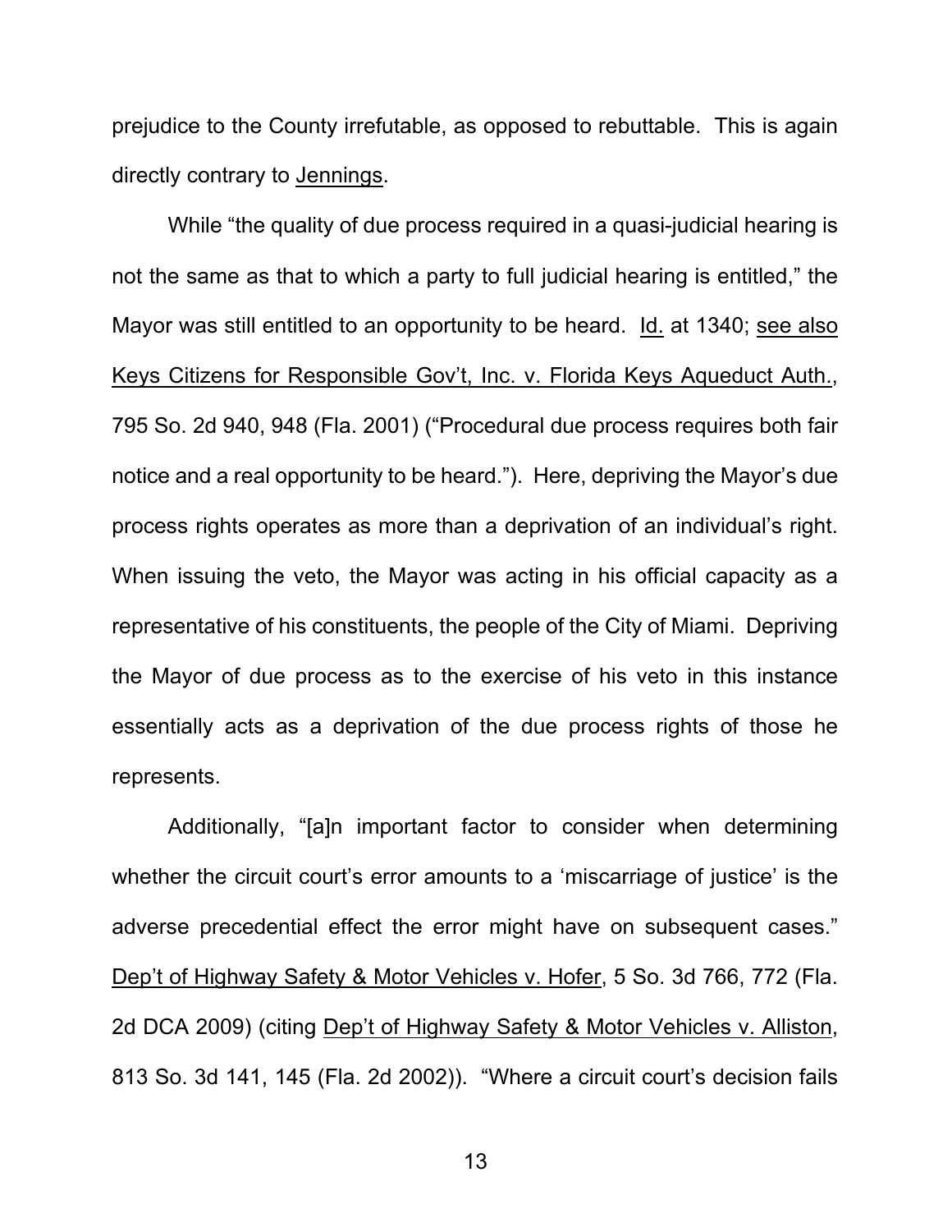prejudice to the County irrefutable, as opposed to rebuttable. This is again directly contrary to Jennings.

While "the quality of due process required in a quasi-judicial hearing is not the same as that to which a party to full judicial hearing is entitled," the Mayor was still entitled to an opportunity to be heard. Id. at 1340; see also Keys Citizens for Responsible Gov't, Inc. v. Florida Keys Aqueduct Auth., 795 So. 2d 940, 948 (Fla. 2001) ("Procedural due process requires both fair notice and a real opportunity to be heard."). Here, depriving the Mayor's due process rights operates as more than a deprivation of an individual's right. When issuing the veto, the Mayor was acting in his official capacity as a representative of his constituents, the people of the City of Miami. Depriving the Mayor of due process as to the exercise of his veto in this instance essentially acts as a deprivation of the due process rights of those he represents.

Additionally, "[a]n important factor to consider when determining whether the circuit court's error amounts to a 'miscarriage of justice' is the adverse precedential effect the error might have on subsequent cases." Dep't of Highway Safety & Motor Vehicles v. Hofer, 5 So. 3d 766, 772 (Fla. 2d DCA 2009) (citing Dep't of Highway Safety & Motor Vehicles v. Alliston, 813 So. 3d 141, 145 (Fla. 2d 2002)). "Where a circuit court's decision fails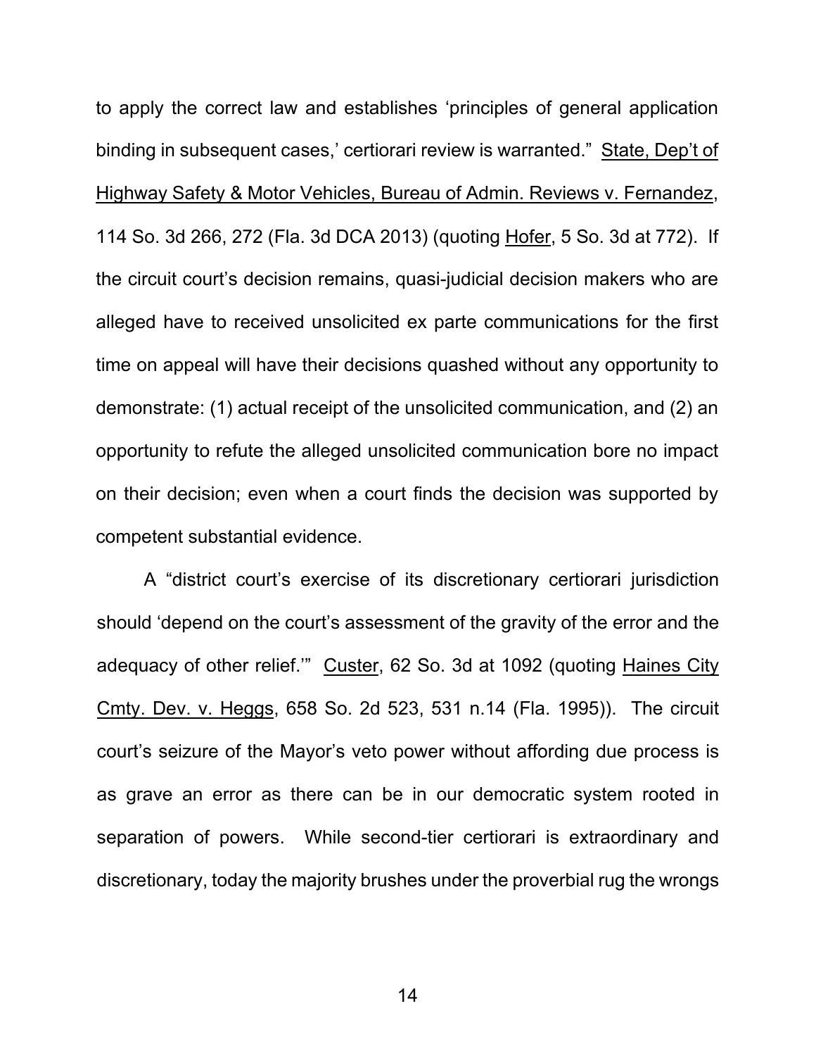to apply the correct law and establishes 'principles of general application binding in subsequent cases,' certiorari review is warranted." State, Dep't of Highway Safety & Motor Vehicles, Bureau of Admin. Reviews v. Fernandez, 114 So. 3d 266, 272 (Fla. 3d DCA 2013) (quoting Hofer, 5 So. 3d at 772). If the circuit court's decision remains, quasi-judicial decision makers who are alleged have to received unsolicited ex parte communications for the first time on appeal will have their decisions quashed without any opportunity to demonstrate: (1) actual receipt of the unsolicited communication, and (2) an opportunity to refute the alleged unsolicited communication bore no impact on their decision; even when a court finds the decision was supported by competent substantial evidence.

A "district court's exercise of its discretionary certiorari jurisdiction should 'depend on the court's assessment of the gravity of the error and the adequacy of other relief.'" Custer, 62 So. 3d at 1092 (quoting Haines City Cmty. Dev. v. Heggs, 658 So. 2d 523, 531 n.14 (Fla. 1995)). The circuit court's seizure of the Mayor's veto power without affording due process is as grave an error as there can be in our democratic system rooted in separation of powers. While second-tier certiorari is extraordinary and discretionary, today the majority brushes under the proverbial rug the wrongs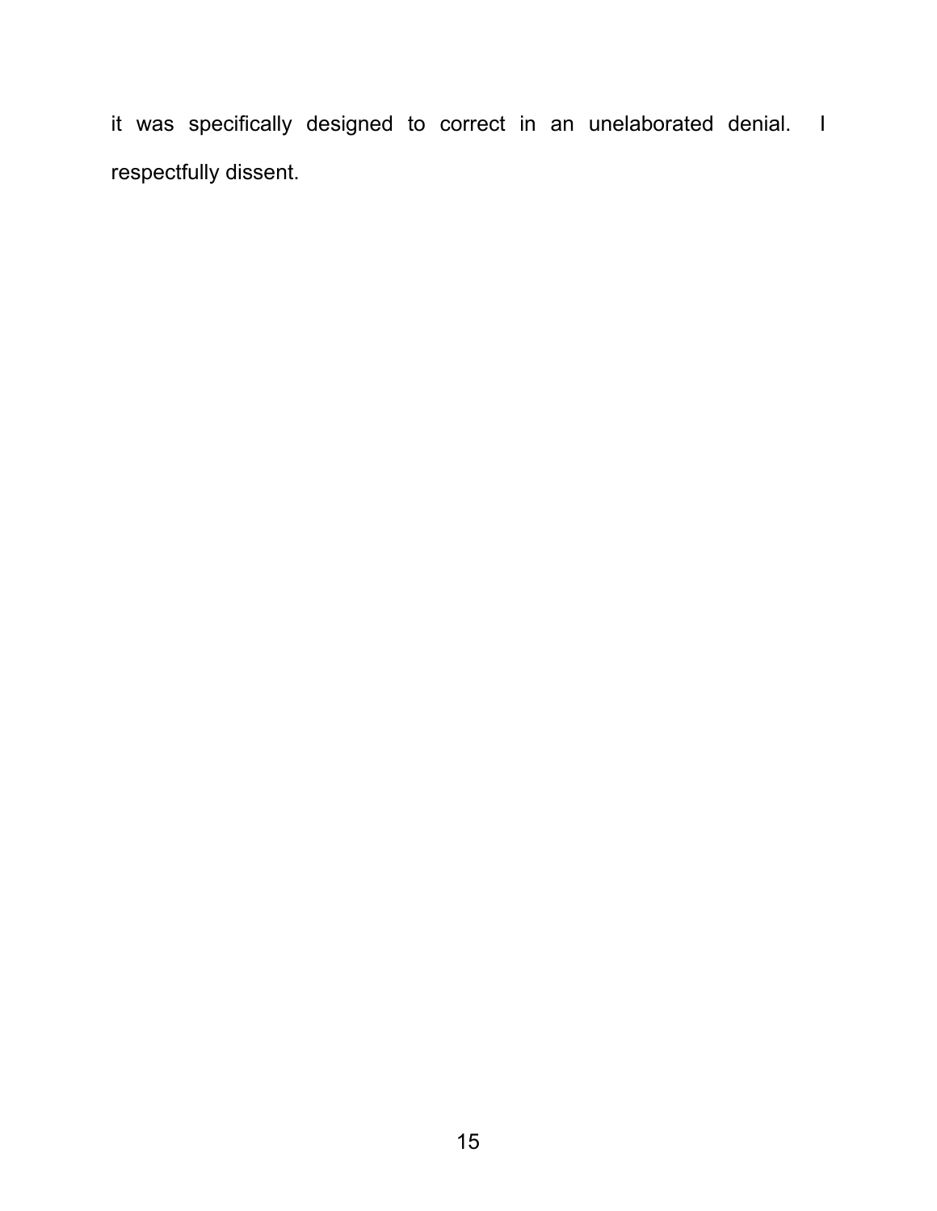it was specifically designed to correct in an unelaborated denial. I respectfully dissent.